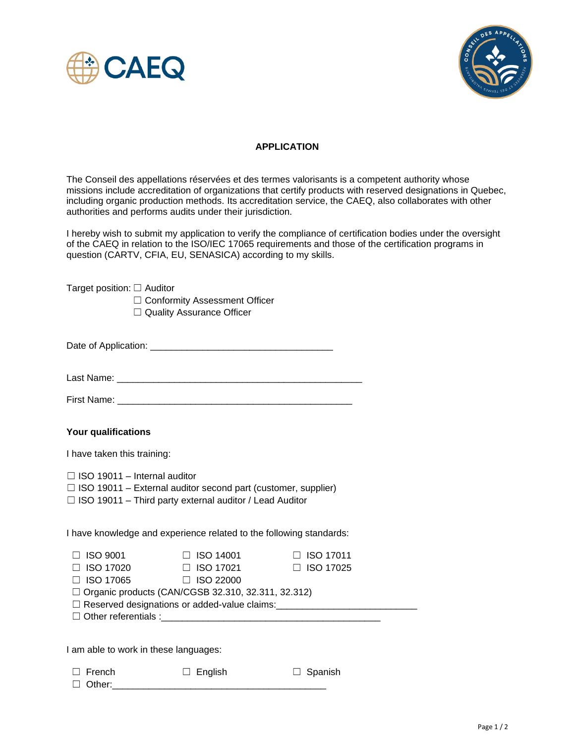# APPLICATION

The Conseil des appellations réservées et des termes valorisants is a competent authority whose missions include accreditation of organizations that certify products with reserved designations in Quebec, including organic production methods. Its accreditation service, the CAEQ, also collaborates with other authorities and performs audits under their jurisdiction.

I hereby wish to submit my application to verify the compliance of certification bodies under the oversight of the CAEQ in relation to the ISO/IEC 17065 requirements and those of the certification programs in question (CARTV, CFIA, EU, SENASICA) according to my skills.

Target position: ☐ Auditor
☐ Conformity Assessment Officer
☐ Quality Assurance Officer

Date of Application: ___________________________________

Last Name: _______________________________________________

First Name: ______________________________________________

**Your qualifications**

I have taken this training:

☐ ISO 19011 – Internal auditor
☐ ISO 19011 – External auditor second part (customer, supplier)
☐ ISO 19011 – Third party external auditor / Lead Auditor

I have knowledge and experience related to the following standards:

☐ ISO 9001 ☐ ISO 14001 ☐ ISO 17011
☐ ISO 17020 ☐ ISO 17021 ☐ ISO 17025
☐ ISO 17065 ☐ ISO 22000
☐ Organic products (CAN/CGSB 32.310, 32.311, 32.312)
☐ Reserved designations or added-value claims:__________________________
☐ Other referentials :__________________________________________

I am able to work in these languages:

☐ French ☐ English ☐ Spanish
☐ Other:_________________________________________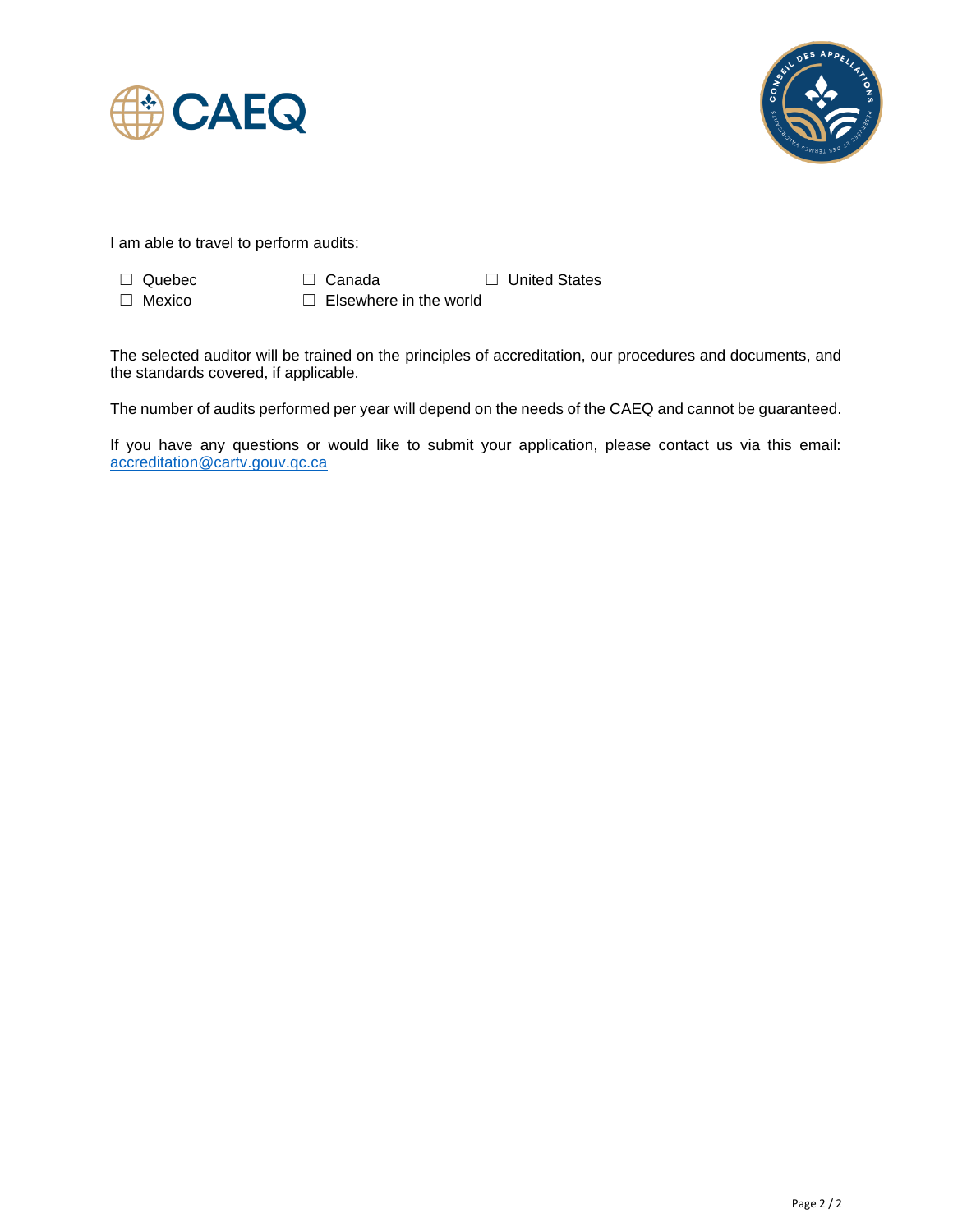I am able to travel to perform audits:

☐ Quebec ☐ Canada ☐ United States
☐ Mexico ☐ Elsewhere in the world

The selected auditor will be trained on the principles of accreditation, our procedures and documents, and the standards covered, if applicable.

The number of audits performed per year will depend on the needs of the CAEQ and cannot be guaranteed.

If you have any questions or would like to submit your application, please contact us via this email: accreditation@cartv.gouv.qc.ca